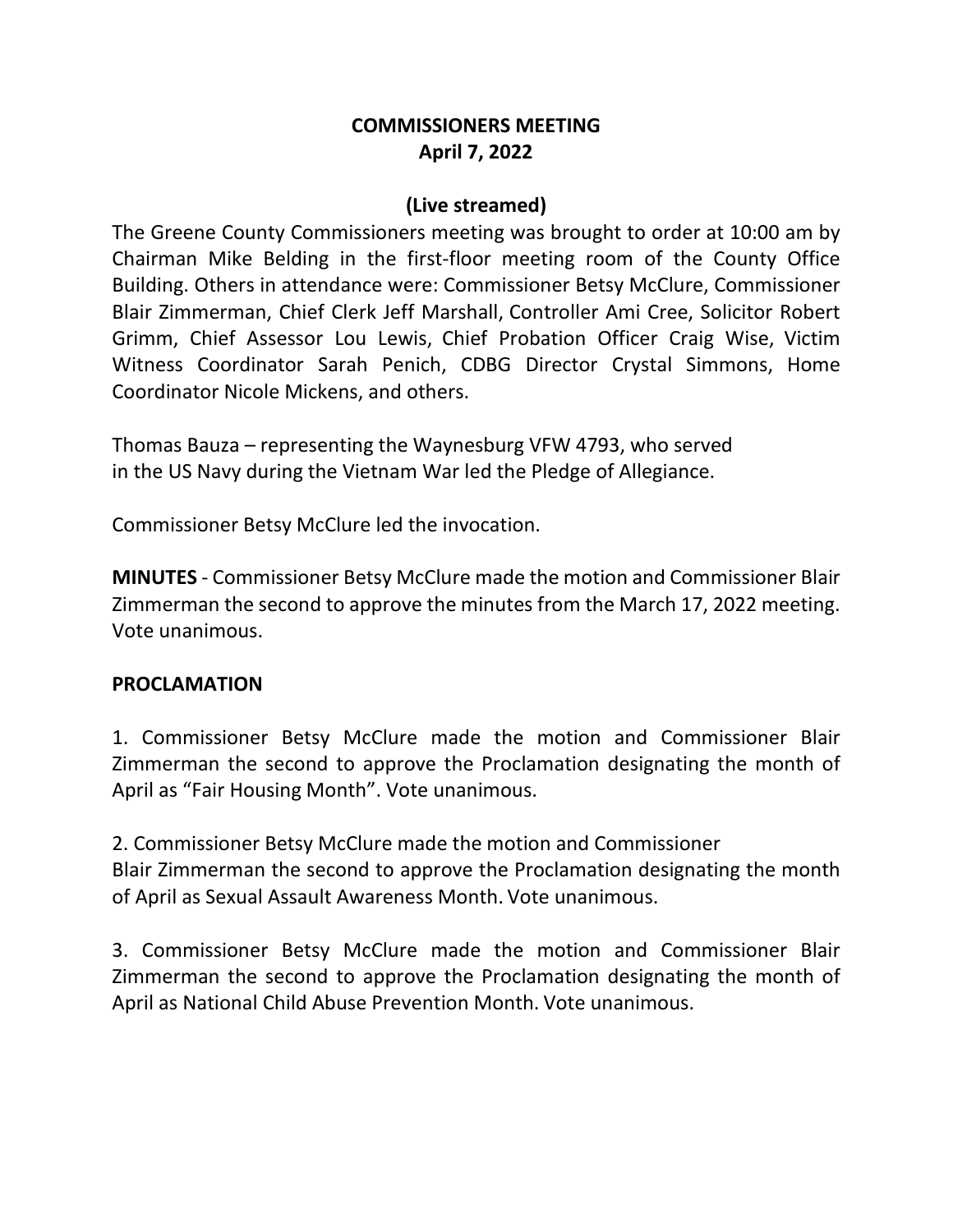# COMMISSIONERS MEETING
## April 7, 2022

## (Live streamed)

The Greene County Commissioners meeting was brought to order at 10:00 am by Chairman Mike Belding in the first-floor meeting room of the County Office Building. Others in attendance were: Commissioner Betsy McClure, Commissioner Blair Zimmerman, Chief Clerk Jeff Marshall, Controller Ami Cree, Solicitor Robert Grimm, Chief Assessor Lou Lewis, Chief Probation Officer Craig Wise, Victim Witness Coordinator Sarah Penich, CDBG Director Crystal Simmons, Home Coordinator Nicole Mickens, and others.

Thomas Bauza – representing the Waynesburg VFW 4793, who served in the US Navy during the Vietnam War led the Pledge of Allegiance.

Commissioner Betsy McClure led the invocation.

**MINUTES** - Commissioner Betsy McClure made the motion and Commissioner Blair Zimmerman the second to approve the minutes from the March 17, 2022 meeting. Vote unanimous.

**PROCLAMATION**

1. Commissioner Betsy McClure made the motion and Commissioner Blair Zimmerman the second to approve the Proclamation designating the month of April as "Fair Housing Month". Vote unanimous.

2. Commissioner Betsy McClure made the motion and Commissioner Blair Zimmerman the second to approve the Proclamation designating the month of April as Sexual Assault Awareness Month. Vote unanimous.

3. Commissioner Betsy McClure made the motion and Commissioner Blair Zimmerman the second to approve the Proclamation designating the month of April as National Child Abuse Prevention Month. Vote unanimous.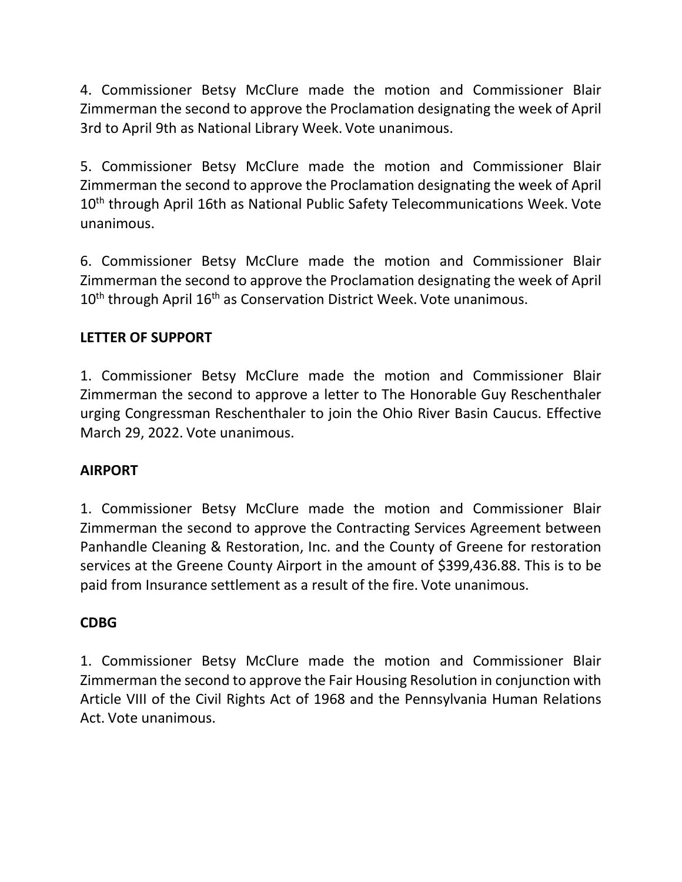4. Commissioner Betsy McClure made the motion and Commissioner Blair Zimmerman the second to approve the Proclamation designating the week of April 3rd to April 9th as National Library Week. Vote unanimous.

5. Commissioner Betsy McClure made the motion and Commissioner Blair Zimmerman the second to approve the Proclamation designating the week of April 10th through April 16th as National Public Safety Telecommunications Week. Vote unanimous.

6. Commissioner Betsy McClure made the motion and Commissioner Blair Zimmerman the second to approve the Proclamation designating the week of April 10th through April 16th as Conservation District Week. Vote unanimous.

**LETTER OF SUPPORT**

1. Commissioner Betsy McClure made the motion and Commissioner Blair Zimmerman the second to approve a letter to The Honorable Guy Reschenthaler urging Congressman Reschenthaler to join the Ohio River Basin Caucus. Effective March 29, 2022. Vote unanimous.

**AIRPORT**

1. Commissioner Betsy McClure made the motion and Commissioner Blair Zimmerman the second to approve the Contracting Services Agreement between Panhandle Cleaning & Restoration, Inc. and the County of Greene for restoration services at the Greene County Airport in the amount of $399,436.88. This is to be paid from Insurance settlement as a result of the fire. Vote unanimous.

**CDBG**

1. Commissioner Betsy McClure made the motion and Commissioner Blair Zimmerman the second to approve the Fair Housing Resolution in conjunction with Article VIII of the Civil Rights Act of 1968 and the Pennsylvania Human Relations Act. Vote unanimous.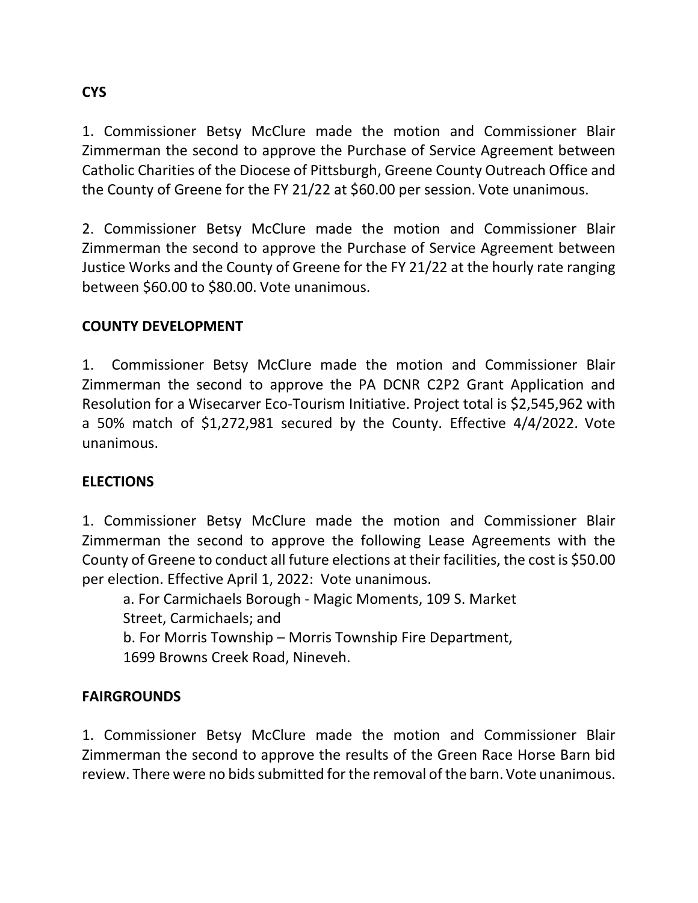**CYS**

1. Commissioner Betsy McClure made the motion and Commissioner Blair Zimmerman the second to approve the Purchase of Service Agreement between Catholic Charities of the Diocese of Pittsburgh, Greene County Outreach Office and the County of Greene for the FY 21/22 at $60.00 per session. Vote unanimous.

2. Commissioner Betsy McClure made the motion and Commissioner Blair Zimmerman the second to approve the Purchase of Service Agreement between Justice Works and the County of Greene for the FY 21/22 at the hourly rate ranging between $60.00 to $80.00. Vote unanimous.

**COUNTY DEVELOPMENT**

1. Commissioner Betsy McClure made the motion and Commissioner Blair Zimmerman the second to approve the PA DCNR C2P2 Grant Application and Resolution for a Wisecarver Eco-Tourism Initiative. Project total is $2,545,962 with a 50% match of $1,272,981 secured by the County. Effective 4/4/2022. Vote unanimous.

**ELECTIONS**

1. Commissioner Betsy McClure made the motion and Commissioner Blair Zimmerman the second to approve the following Lease Agreements with the County of Greene to conduct all future elections at their facilities, the cost is $50.00 per election. Effective April 1, 2022: Vote unanimous.

    a. For Carmichaels Borough - Magic Moments, 109 S. Market Street, Carmichaels; and

    b. For Morris Township – Morris Township Fire Department, 1699 Browns Creek Road, Nineveh.

**FAIRGROUNDS**

1. Commissioner Betsy McClure made the motion and Commissioner Blair Zimmerman the second to approve the results of the Green Race Horse Barn bid review. There were no bids submitted for the removal of the barn. Vote unanimous.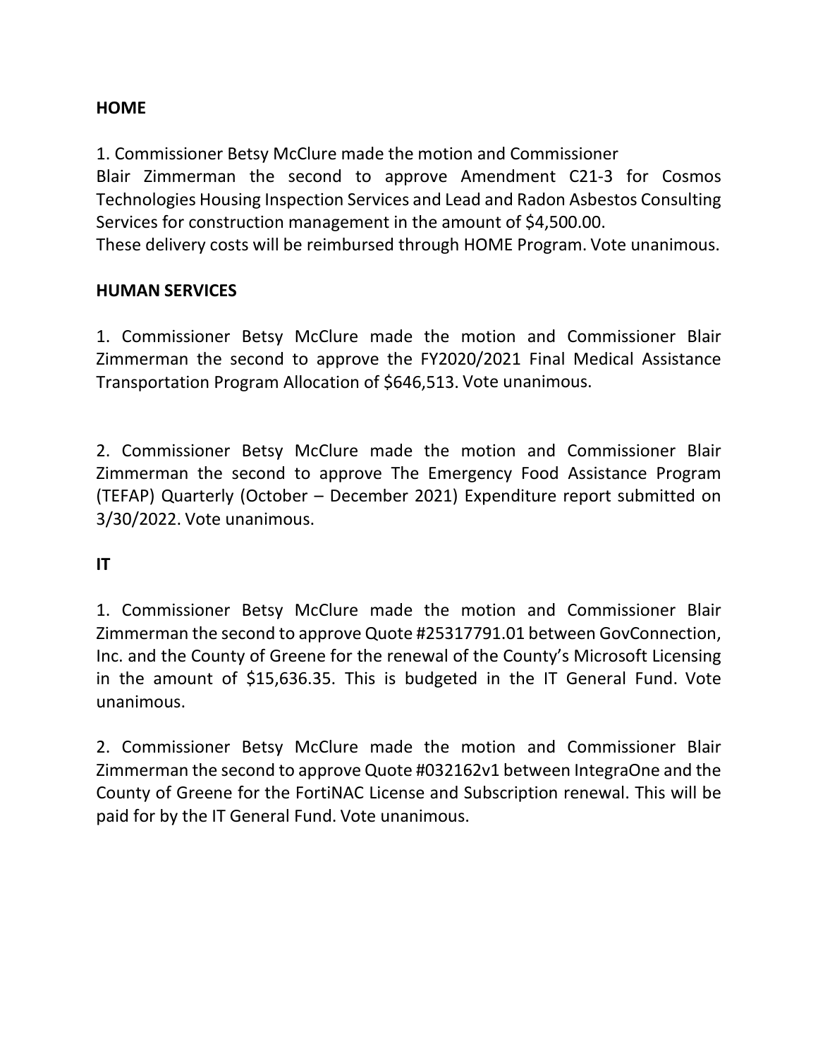**HOME**

1. Commissioner Betsy McClure made the motion and Commissioner Blair Zimmerman the second to approve Amendment C21-3 for Cosmos Technologies Housing Inspection Services and Lead and Radon Asbestos Consulting Services for construction management in the amount of $4,500.00. These delivery costs will be reimbursed through HOME Program. Vote unanimous.

**HUMAN SERVICES**

1. Commissioner Betsy McClure made the motion and Commissioner Blair Zimmerman the second to approve the FY2020/2021 Final Medical Assistance Transportation Program Allocation of $646,513. Vote unanimous.

2. Commissioner Betsy McClure made the motion and Commissioner Blair Zimmerman the second to approve The Emergency Food Assistance Program (TEFAP) Quarterly (October – December 2021) Expenditure report submitted on 3/30/2022. Vote unanimous.

**IT**

1. Commissioner Betsy McClure made the motion and Commissioner Blair Zimmerman the second to approve Quote #25317791.01 between GovConnection, Inc. and the County of Greene for the renewal of the County's Microsoft Licensing in the amount of $15,636.35. This is budgeted in the IT General Fund. Vote unanimous.

2. Commissioner Betsy McClure made the motion and Commissioner Blair Zimmerman the second to approve Quote #032162v1 between IntegraOne and the County of Greene for the FortiNAC License and Subscription renewal. This will be paid for by the IT General Fund. Vote unanimous.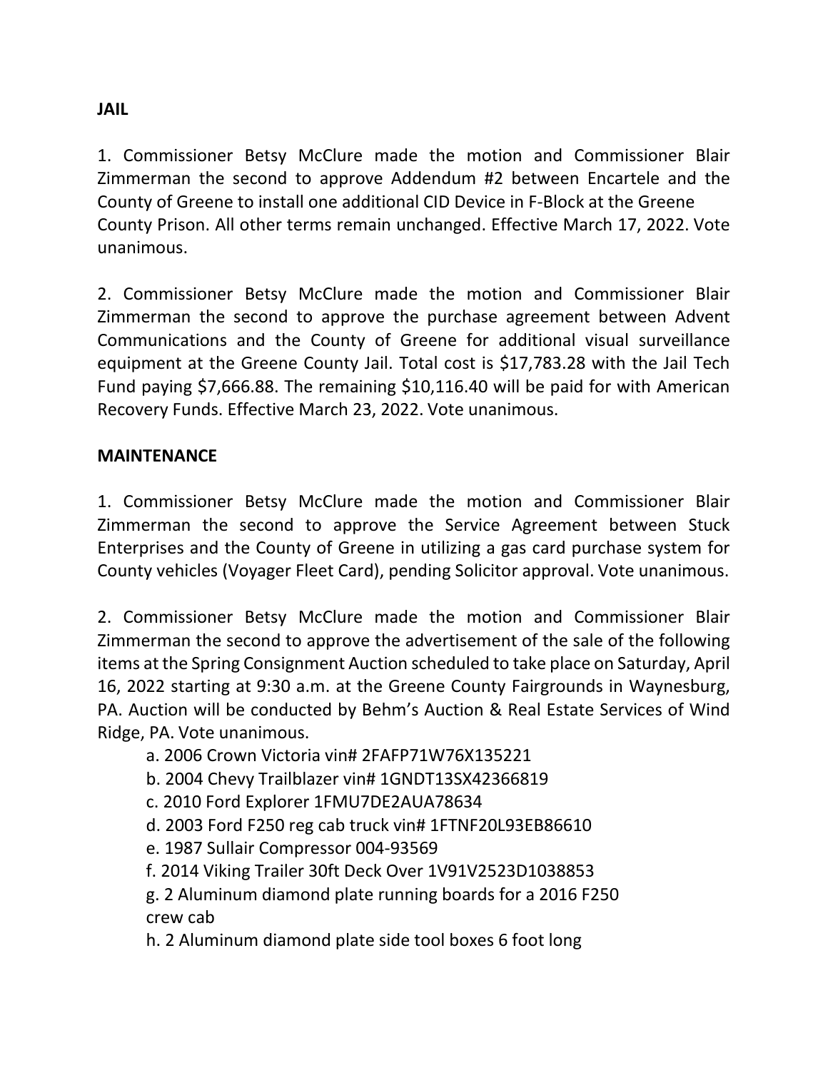**JAIL**

1. Commissioner Betsy McClure made the motion and Commissioner Blair Zimmerman the second to approve Addendum #2 between Encartele and the County of Greene to install one additional CID Device in F-Block at the Greene County Prison. All other terms remain unchanged. Effective March 17, 2022. Vote unanimous.

2. Commissioner Betsy McClure made the motion and Commissioner Blair Zimmerman the second to approve the purchase agreement between Advent Communications and the County of Greene for additional visual surveillance equipment at the Greene County Jail. Total cost is $17,783.28 with the Jail Tech Fund paying $7,666.88. The remaining $10,116.40 will be paid for with American Recovery Funds. Effective March 23, 2022. Vote unanimous.

**MAINTENANCE**

1. Commissioner Betsy McClure made the motion and Commissioner Blair Zimmerman the second to approve the Service Agreement between Stuck Enterprises and the County of Greene in utilizing a gas card purchase system for County vehicles (Voyager Fleet Card), pending Solicitor approval. Vote unanimous.

2. Commissioner Betsy McClure made the motion and Commissioner Blair Zimmerman the second to approve the advertisement of the sale of the following items at the Spring Consignment Auction scheduled to take place on Saturday, April 16, 2022 starting at 9:30 a.m. at the Greene County Fairgrounds in Waynesburg, PA. Auction will be conducted by Behm's Auction & Real Estate Services of Wind Ridge, PA. Vote unanimous.

   a. 2006 Crown Victoria vin# 2FAFP71W76X135221
   b. 2004 Chevy Trailblazer vin# 1GNDT13SX42366819
   c. 2010 Ford Explorer 1FMU7DE2AUA78634
   d. 2003 Ford F250 reg cab truck vin# 1FTNF20L93EB86610
   e. 1987 Sullair Compressor 004-93569
   f. 2014 Viking Trailer 30ft Deck Over 1V91V2523D1038853
   g. 2 Aluminum diamond plate running boards for a 2016 F250 crew cab
   h. 2 Aluminum diamond plate side tool boxes 6 foot long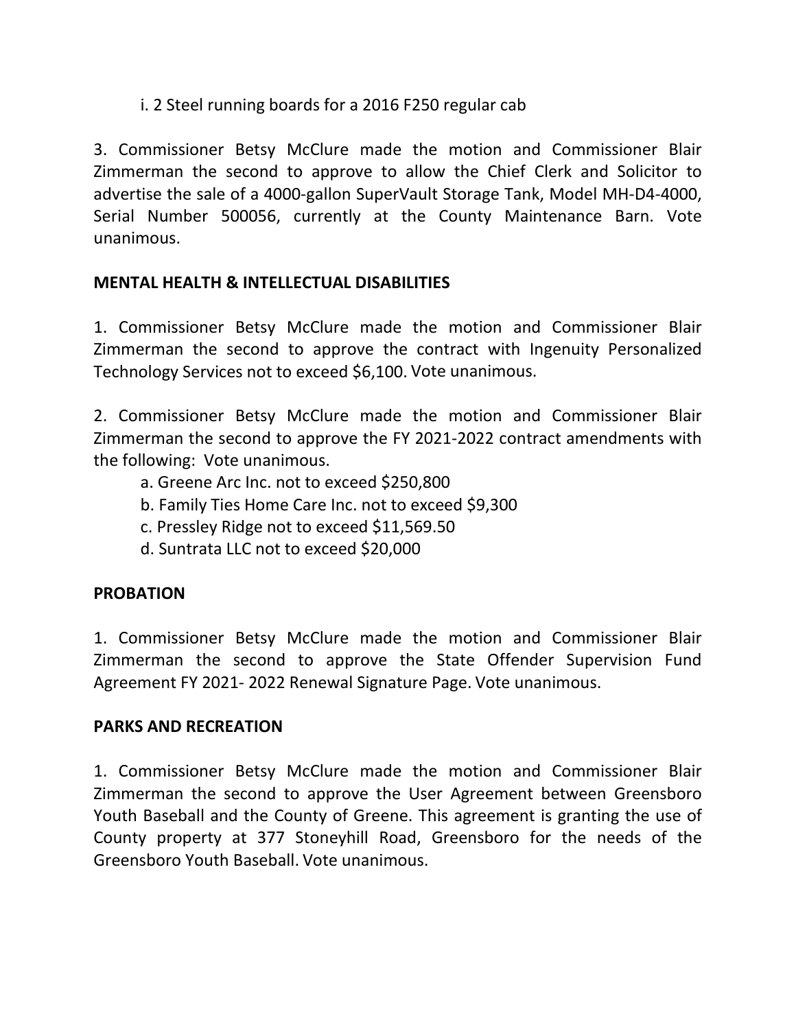i. 2 Steel running boards for a 2016 F250 regular cab

3. Commissioner Betsy McClure made the motion and Commissioner Blair Zimmerman the second to approve to allow the Chief Clerk and Solicitor to advertise the sale of a 4000-gallon SuperVault Storage Tank, Model MH-D4-4000, Serial Number 500056, currently at the County Maintenance Barn. Vote unanimous.

**MENTAL HEALTH & INTELLECTUAL DISABILITIES**

1. Commissioner Betsy McClure made the motion and Commissioner Blair Zimmerman the second to approve the contract with Ingenuity Personalized Technology Services not to exceed $6,100. Vote unanimous.

2. Commissioner Betsy McClure made the motion and Commissioner Blair Zimmerman the second to approve the FY 2021-2022 contract amendments with the following: Vote unanimous.

   a. Greene Arc Inc. not to exceed $250,800
   b. Family Ties Home Care Inc. not to exceed $9,300
   c. Pressley Ridge not to exceed $11,569.50
   d. Suntrata LLC not to exceed $20,000

**PROBATION**

1. Commissioner Betsy McClure made the motion and Commissioner Blair Zimmerman the second to approve the State Offender Supervision Fund Agreement FY 2021- 2022 Renewal Signature Page. Vote unanimous.

**PARKS AND RECREATION**

1. Commissioner Betsy McClure made the motion and Commissioner Blair Zimmerman the second to approve the User Agreement between Greensboro Youth Baseball and the County of Greene. This agreement is granting the use of County property at 377 Stoneyhill Road, Greensboro for the needs of the Greensboro Youth Baseball. Vote unanimous.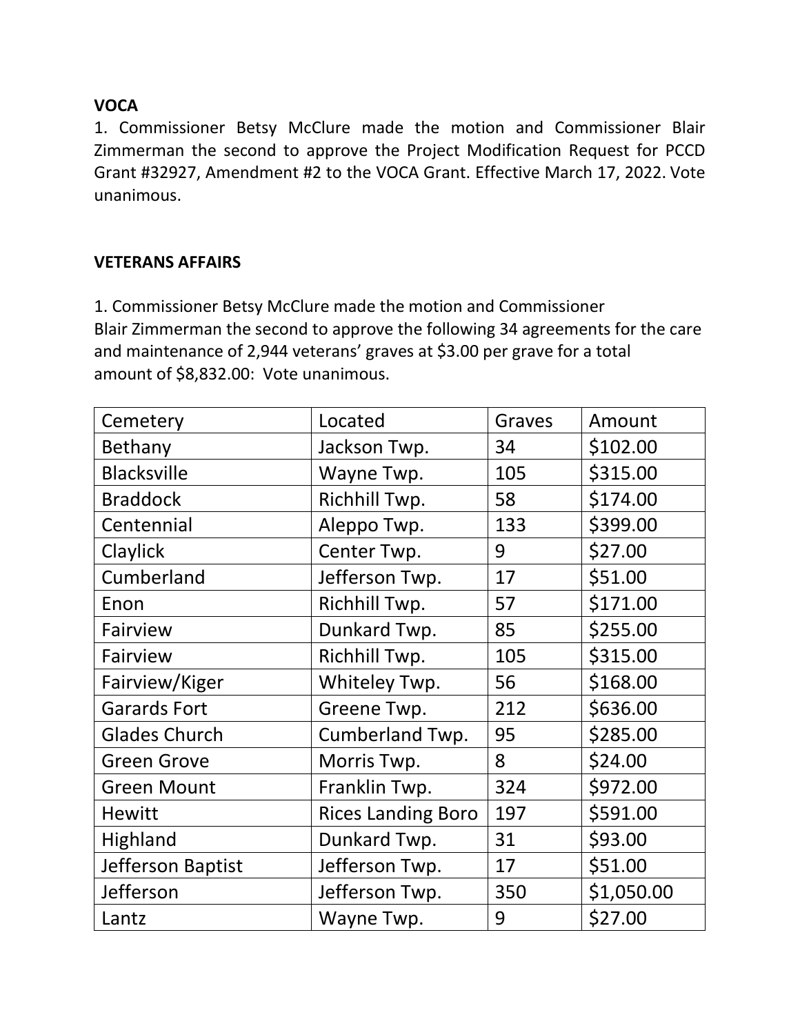**VOCA**

1. Commissioner Betsy McClure made the motion and Commissioner Blair Zimmerman the second to approve the Project Modification Request for PCCD Grant #32927, Amendment #2 to the VOCA Grant. Effective March 17, 2022. Vote unanimous.

**VETERANS AFFAIRS**

1. Commissioner Betsy McClure made the motion and Commissioner Blair Zimmerman the second to approve the following 34 agreements for the care and maintenance of 2,944 veterans' graves at $3.00 per grave for a total amount of $8,832.00: Vote unanimous.

| Cemetery | Located | Graves | Amount |
|---|---|---|---|
| Bethany | Jackson Twp. | 34 | $102.00 |
| Blacksville | Wayne Twp. | 105 | $315.00 |
| Braddock | Richhill Twp. | 58 | $174.00 |
| Centennial | Aleppo Twp. | 133 | $399.00 |
| Claylick | Center Twp. | 9 | $27.00 |
| Cumberland | Jefferson Twp. | 17 | $51.00 |
| Enon | Richhill Twp. | 57 | $171.00 |
| Fairview | Dunkard Twp. | 85 | $255.00 |
| Fairview | Richhill Twp. | 105 | $315.00 |
| Fairview/Kiger | Whiteley Twp. | 56 | $168.00 |
| Garards Fort | Greene Twp. | 212 | $636.00 |
| Glades Church | Cumberland Twp. | 95 | $285.00 |
| Green Grove | Morris Twp. | 8 | $24.00 |
| Green Mount | Franklin Twp. | 324 | $972.00 |
| Hewitt | Rices Landing Boro | 197 | $591.00 |
| Highland | Dunkard Twp. | 31 | $93.00 |
| Jefferson Baptist | Jefferson Twp. | 17 | $51.00 |
| Jefferson | Jefferson Twp. | 350 | $1,050.00 |
| Lantz | Wayne Twp. | 9 | $27.00 |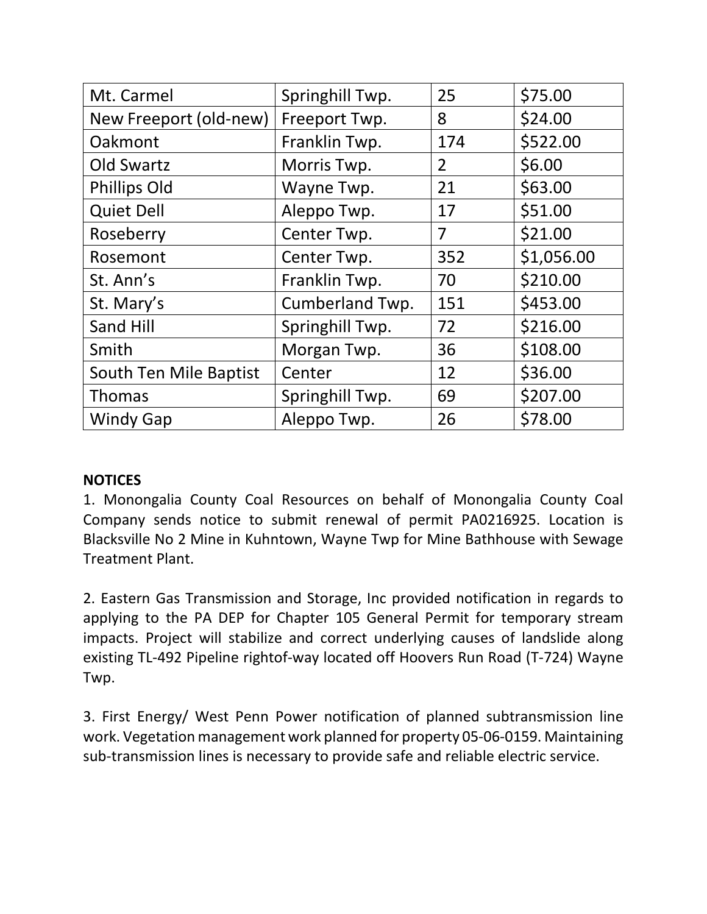| Mt. Carmel | Springhill Twp. | 25 | $75.00 |
| --- | --- | --- | --- |
| New Freeport (old-new) | Freeport Twp. | 8 | $24.00 |
| Oakmont | Franklin Twp. | 174 | $522.00 |
| Old Swartz | Morris Twp. | 2 | $6.00 |
| Phillips Old | Wayne Twp. | 21 | $63.00 |
| Quiet Dell | Aleppo Twp. | 17 | $51.00 |
| Roseberry | Center Twp. | 7 | $21.00 |
| Rosemont | Center Twp. | 352 | $1,056.00 |
| St. Ann's | Franklin Twp. | 70 | $210.00 |
| St. Mary's | Cumberland Twp. | 151 | $453.00 |
| Sand Hill | Springhill Twp. | 72 | $216.00 |
| Smith | Morgan Twp. | 36 | $108.00 |
| South Ten Mile Baptist | Center | 12 | $36.00 |
| Thomas | Springhill Twp. | 69 | $207.00 |
| Windy Gap | Aleppo Twp. | 26 | $78.00 |

**NOTICES**

1. Monongalia County Coal Resources on behalf of Monongalia County Coal Company sends notice to submit renewal of permit PA0216925. Location is Blacksville No 2 Mine in Kuhntown, Wayne Twp for Mine Bathhouse with Sewage Treatment Plant.

2. Eastern Gas Transmission and Storage, Inc provided notification in regards to applying to the PA DEP for Chapter 105 General Permit for temporary stream impacts. Project will stabilize and correct underlying causes of landslide along existing TL-492 Pipeline rightof-way located off Hoovers Run Road (T-724) Wayne Twp.

3. First Energy/ West Penn Power notification of planned subtransmission line work. Vegetation management work planned for property 05-06-0159. Maintaining sub-transmission lines is necessary to provide safe and reliable electric service.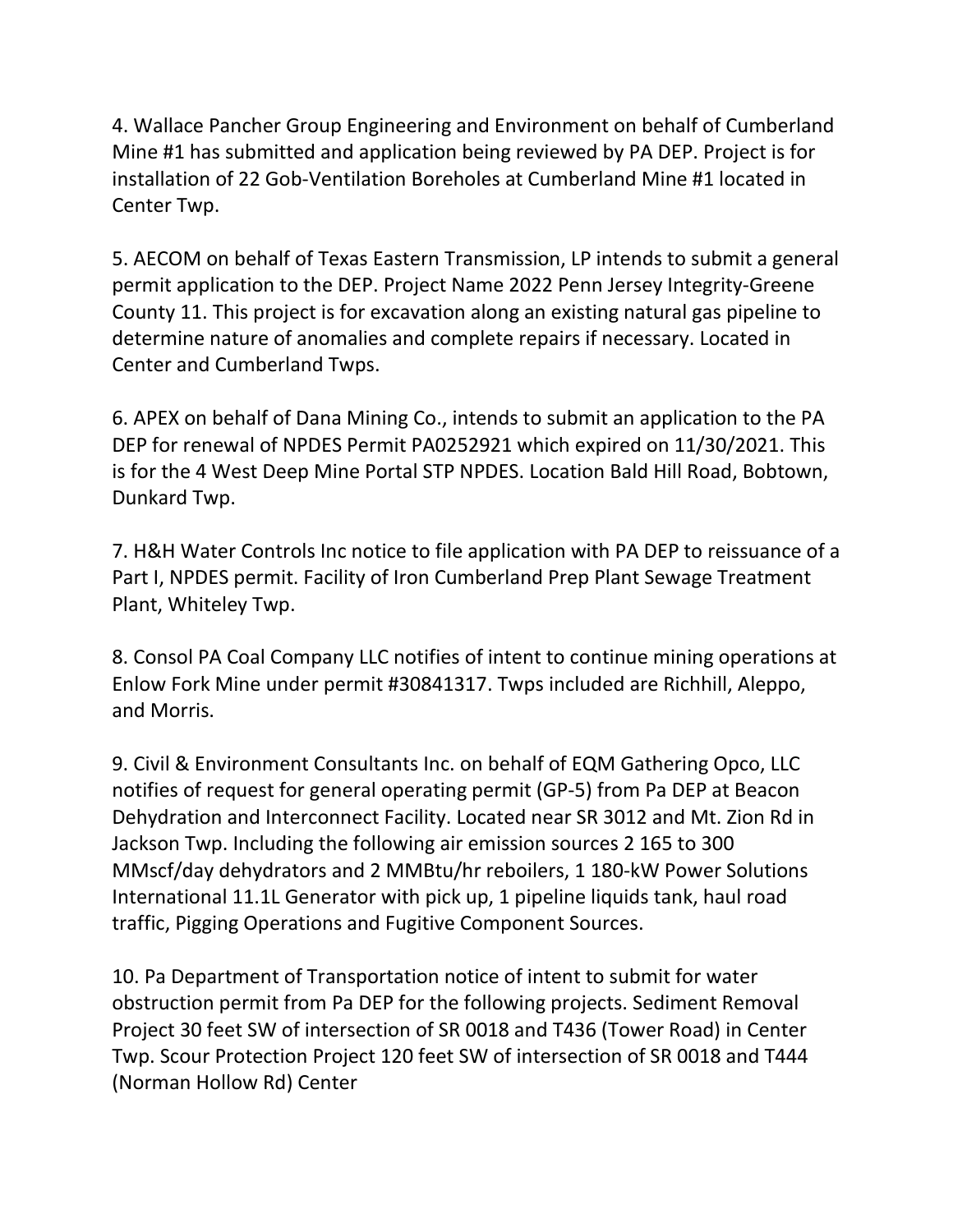4. Wallace Pancher Group Engineering and Environment on behalf of Cumberland Mine #1 has submitted and application being reviewed by PA DEP. Project is for installation of 22 Gob-Ventilation Boreholes at Cumberland Mine #1 located in Center Twp.

5. AECOM on behalf of Texas Eastern Transmission, LP intends to submit a general permit application to the DEP. Project Name 2022 Penn Jersey Integrity-Greene County 11. This project is for excavation along an existing natural gas pipeline to determine nature of anomalies and complete repairs if necessary. Located in Center and Cumberland Twps.

6. APEX on behalf of Dana Mining Co., intends to submit an application to the PA DEP for renewal of NPDES Permit PA0252921 which expired on 11/30/2021. This is for the 4 West Deep Mine Portal STP NPDES. Location Bald Hill Road, Bobtown, Dunkard Twp.

7. H&H Water Controls Inc notice to file application with PA DEP to reissuance of a Part I, NPDES permit. Facility of Iron Cumberland Prep Plant Sewage Treatment Plant, Whiteley Twp.

8. Consol PA Coal Company LLC notifies of intent to continue mining operations at Enlow Fork Mine under permit #30841317. Twps included are Richhill, Aleppo, and Morris.

9. Civil & Environment Consultants Inc. on behalf of EQM Gathering Opco, LLC notifies of request for general operating permit (GP-5) from Pa DEP at Beacon Dehydration and Interconnect Facility. Located near SR 3012 and Mt. Zion Rd in Jackson Twp. Including the following air emission sources 2 165 to 300 MMscf/day dehydrators and 2 MMBtu/hr reboilers, 1 180-kW Power Solutions International 11.1L Generator with pick up, 1 pipeline liquids tank, haul road traffic, Pigging Operations and Fugitive Component Sources.

10. Pa Department of Transportation notice of intent to submit for water obstruction permit from Pa DEP for the following projects. Sediment Removal Project 30 feet SW of intersection of SR 0018 and T436 (Tower Road) in Center Twp. Scour Protection Project 120 feet SW of intersection of SR 0018 and T444 (Norman Hollow Rd) Center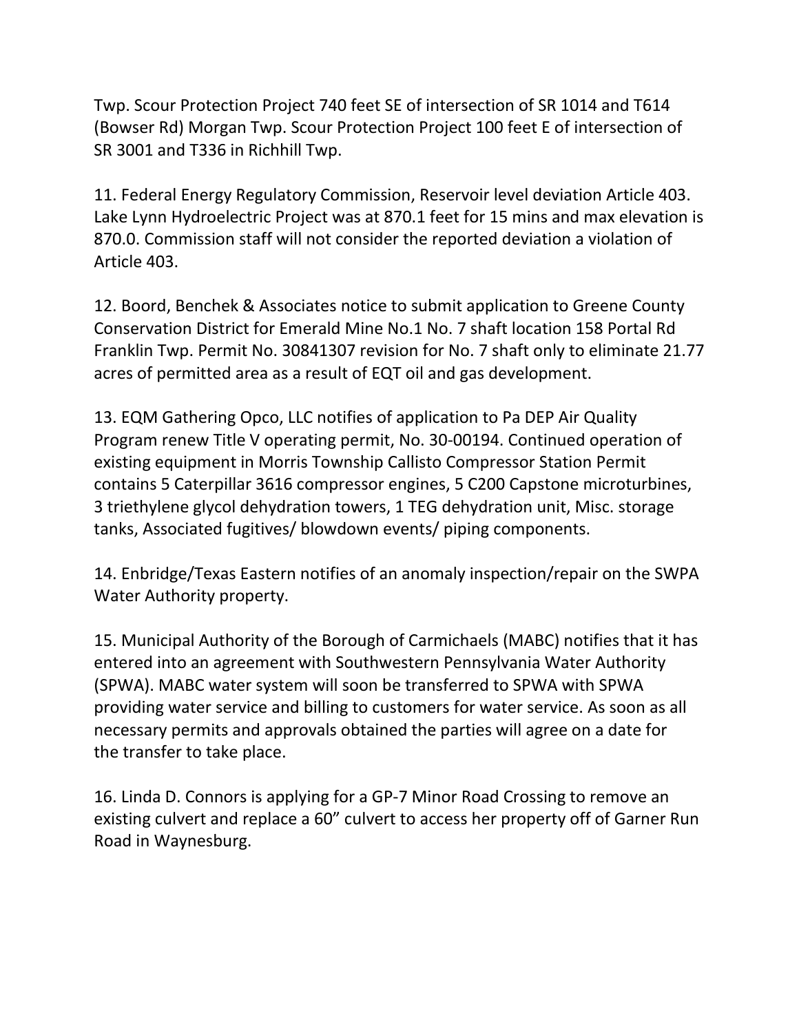Twp. Scour Protection Project 740 feet SE of intersection of SR 1014 and T614 (Bowser Rd) Morgan Twp. Scour Protection Project 100 feet E of intersection of SR 3001 and T336 in Richhill Twp.

11. Federal Energy Regulatory Commission, Reservoir level deviation Article 403. Lake Lynn Hydroelectric Project was at 870.1 feet for 15 mins and max elevation is 870.0. Commission staff will not consider the reported deviation a violation of Article 403.

12. Boord, Benchek & Associates notice to submit application to Greene County Conservation District for Emerald Mine No.1 No. 7 shaft location 158 Portal Rd Franklin Twp. Permit No. 30841307 revision for No. 7 shaft only to eliminate 21.77 acres of permitted area as a result of EQT oil and gas development.

13. EQM Gathering Opco, LLC notifies of application to Pa DEP Air Quality Program renew Title V operating permit, No. 30-00194. Continued operation of existing equipment in Morris Township Callisto Compressor Station Permit contains 5 Caterpillar 3616 compressor engines, 5 C200 Capstone microturbines, 3 triethylene glycol dehydration towers, 1 TEG dehydration unit, Misc. storage tanks, Associated fugitives/ blowdown events/ piping components.

14. Enbridge/Texas Eastern notifies of an anomaly inspection/repair on the SWPA Water Authority property.

15. Municipal Authority of the Borough of Carmichaels (MABC) notifies that it has entered into an agreement with Southwestern Pennsylvania Water Authority (SPWA). MABC water system will soon be transferred to SPWA with SPWA providing water service and billing to customers for water service. As soon as all necessary permits and approvals obtained the parties will agree on a date for the transfer to take place.

16. Linda D. Connors is applying for a GP-7 Minor Road Crossing to remove an existing culvert and replace a 60" culvert to access her property off of Garner Run Road in Waynesburg.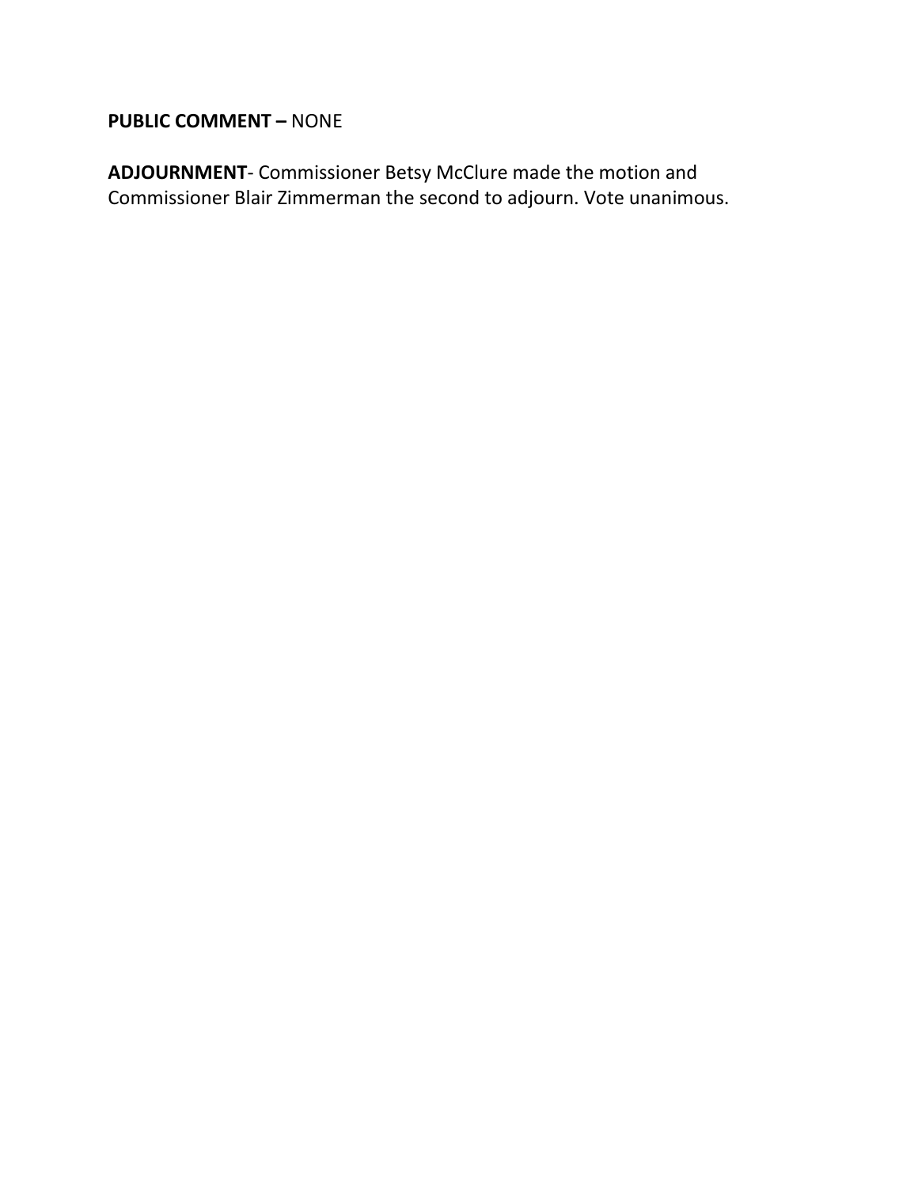**PUBLIC COMMENT –** NONE

**ADJOURNMENT**- Commissioner Betsy McClure made the motion and Commissioner Blair Zimmerman the second to adjourn. Vote unanimous.